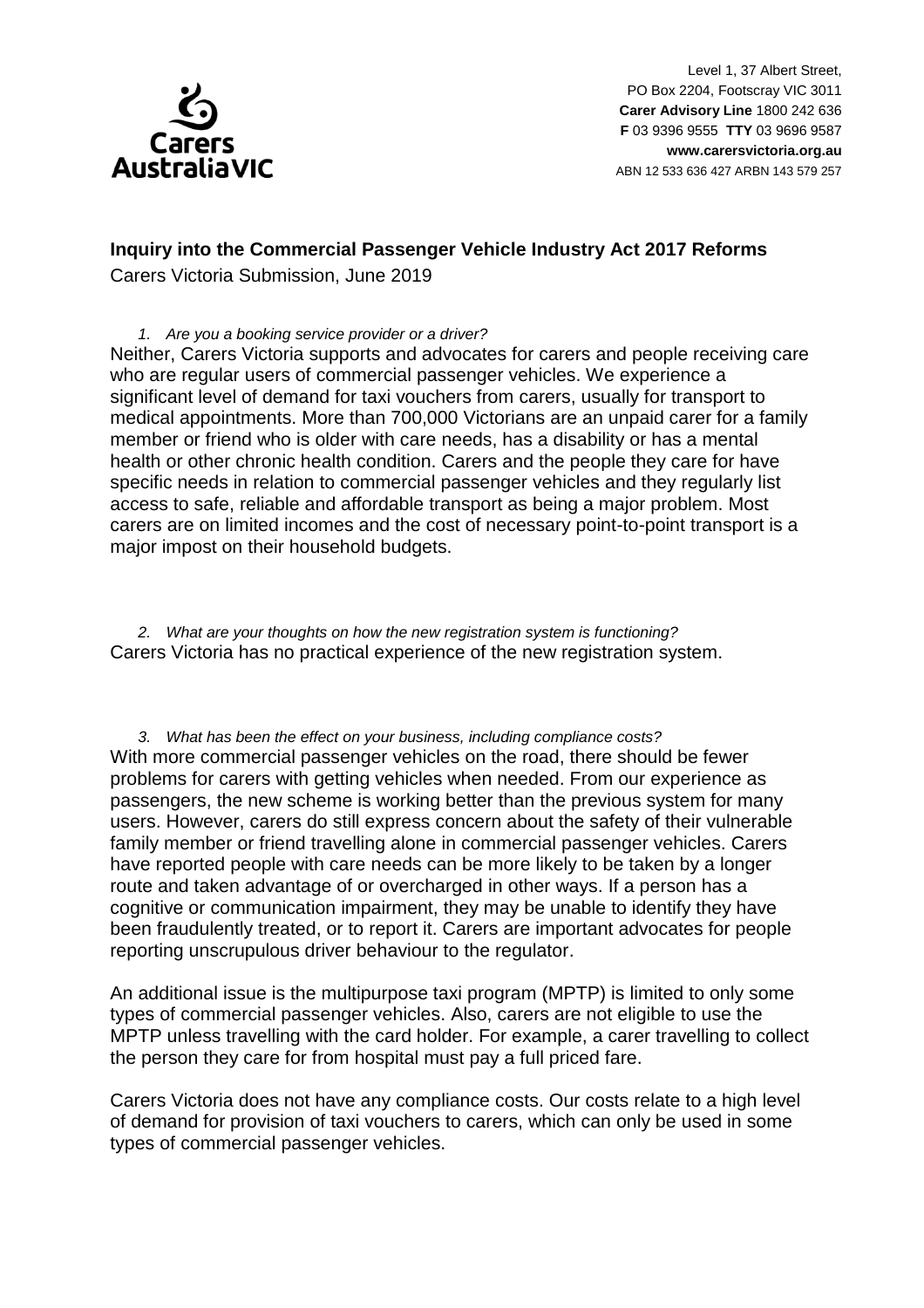Level 1, 37 Albert Street,
PO Box 2204, Footscray VIC 3011
**Carer Advisory Line** 1800 242 636
**F** 03 9396 9555 **TTY** 03 9696 9587
**www.carersvictoria.org.au**
ABN 12 533 636 427 ARBN 143 579 257

## Inquiry into the Commercial Passenger Vehicle Industry Act 2017 Reforms

Carers Victoria Submission, June 2019

*1. Are you a booking service provider or a driver?*

Neither, Carers Victoria supports and advocates for carers and people receiving care who are regular users of commercial passenger vehicles. We experience a significant level of demand for taxi vouchers from carers, usually for transport to medical appointments. More than 700,000 Victorians are an unpaid carer for a family member or friend who is older with care needs, has a disability or has a mental health or other chronic health condition. Carers and the people they care for have specific needs in relation to commercial passenger vehicles and they regularly list access to safe, reliable and affordable transport as being a major problem. Most carers are on limited incomes and the cost of necessary point-to-point transport is a major impost on their household budgets.

*2. What are your thoughts on how the new registration system is functioning?*

Carers Victoria has no practical experience of the new registration system.

*3. What has been the effect on your business, including compliance costs?*

With more commercial passenger vehicles on the road, there should be fewer problems for carers with getting vehicles when needed. From our experience as passengers, the new scheme is working better than the previous system for many users. However, carers do still express concern about the safety of their vulnerable family member or friend travelling alone in commercial passenger vehicles. Carers have reported people with care needs can be more likely to be taken by a longer route and taken advantage of or overcharged in other ways. If a person has a cognitive or communication impairment, they may be unable to identify they have been fraudulently treated, or to report it. Carers are important advocates for people reporting unscrupulous driver behaviour to the regulator.

An additional issue is the multipurpose taxi program (MPTP) is limited to only some types of commercial passenger vehicles. Also, carers are not eligible to use the MPTP unless travelling with the card holder. For example, a carer travelling to collect the person they care for from hospital must pay a full priced fare.

Carers Victoria does not have any compliance costs. Our costs relate to a high level of demand for provision of taxi vouchers to carers, which can only be used in some types of commercial passenger vehicles.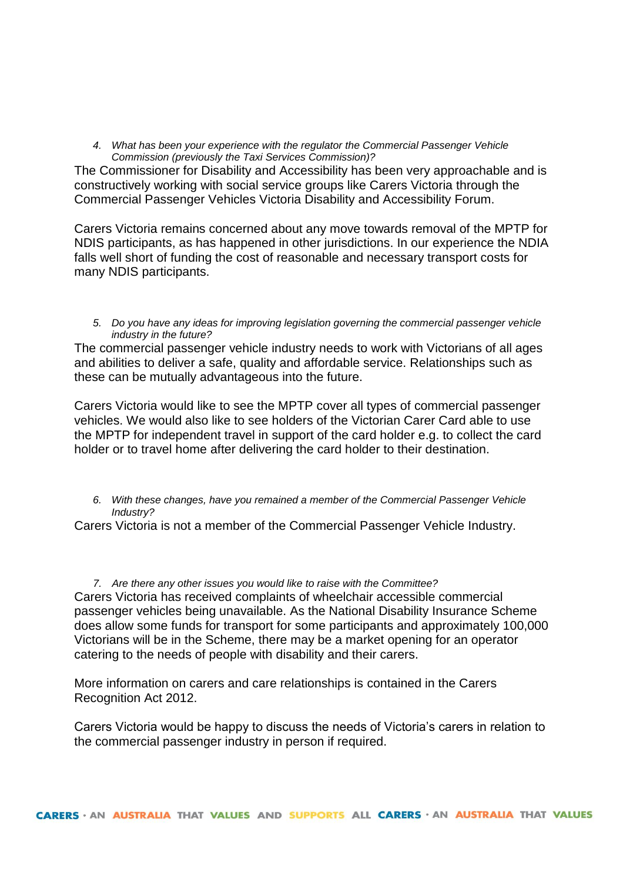4. *What has been your experience with the regulator the Commercial Passenger Vehicle Commission (previously the Taxi Services Commission)?*

The Commissioner for Disability and Accessibility has been very approachable and is constructively working with social service groups like Carers Victoria through the Commercial Passenger Vehicles Victoria Disability and Accessibility Forum.

Carers Victoria remains concerned about any move towards removal of the MPTP for NDIS participants, as has happened in other jurisdictions. In our experience the NDIA falls well short of funding the cost of reasonable and necessary transport costs for many NDIS participants.

5. *Do you have any ideas for improving legislation governing the commercial passenger vehicle industry in the future?*

The commercial passenger vehicle industry needs to work with Victorians of all ages and abilities to deliver a safe, quality and affordable service. Relationships such as these can be mutually advantageous into the future.

Carers Victoria would like to see the MPTP cover all types of commercial passenger vehicles. We would also like to see holders of the Victorian Carer Card able to use the MPTP for independent travel in support of the card holder e.g. to collect the card holder or to travel home after delivering the card holder to their destination.

6. *With these changes, have you remained a member of the Commercial Passenger Vehicle Industry?*

Carers Victoria is not a member of the Commercial Passenger Vehicle Industry.

7. *Are there any other issues you would like to raise with the Committee?*

Carers Victoria has received complaints of wheelchair accessible commercial passenger vehicles being unavailable. As the National Disability Insurance Scheme does allow some funds for transport for some participants and approximately 100,000 Victorians will be in the Scheme, there may be a market opening for an operator catering to the needs of people with disability and their carers.

More information on carers and care relationships is contained in the Carers Recognition Act 2012.

Carers Victoria would be happy to discuss the needs of Victoria's carers in relation to the commercial passenger industry in person if required.